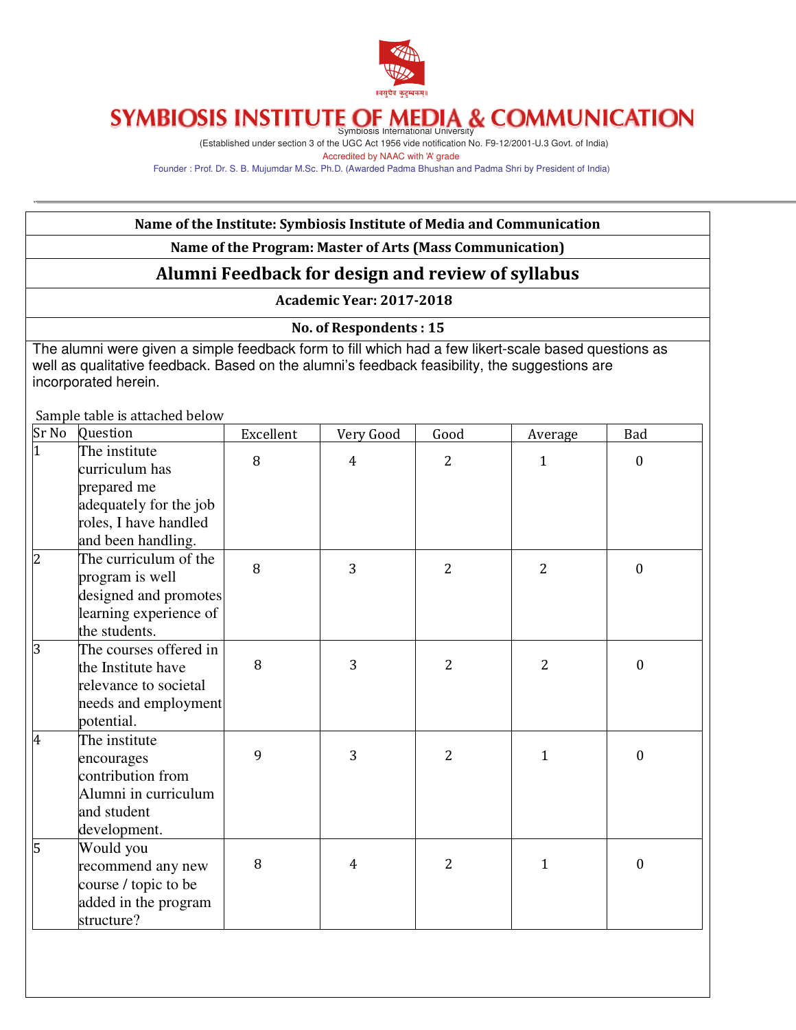॥वसुधैव कुटुम्बकम्॥

# SYMBIOSIS INSTITUTE OF MEDIA & COMMUNICATION

Symbiosis International University

(Established under section 3 of the UGC Act 1956 vide notification No. F9-12/2001-U.3 Govt. of India)

Accredited by NAAC with 'A' grade

Founder : Prof. Dr. S. B. Mujumdar M.Sc. Ph.D. (Awarded Padma Bhushan and Padma Shri by President of India)

---

**Name of the Institute: Symbiosis Institute of Media and Communication**

**Name of the Program: Master of Arts (Mass Communication)**

## Alumni Feedback for design and review of syllabus

**Academic Year: 2017-2018**

**No. of Respondents : 15**

The alumni were given a simple feedback form to fill which had a few likert-scale based questions as well as qualitative feedback. Based on the alumni's feedback feasibility, the suggestions are incorporated herein.

Sample table is attached below

| Sr No | Question | Excellent | Very Good | Good | Average | Bad |
|---|---|---|---|---|---|---|
| 1 | The institute curriculum has prepared me adequately for the job roles, I have handled and been handling. | 8 | 4 | 2 | 1 | 0 |
| 2 | The curriculum of the program is well designed and promotes learning experience of the students. | 8 | 3 | 2 | 2 | 0 |
| 3 | The courses offered in the Institute have relevance to societal needs and employment potential. | 8 | 3 | 2 | 2 | 0 |
| 4 | The institute encourages contribution from Alumni in curriculum and student development. | 9 | 3 | 2 | 1 | 0 |
| 5 | Would you recommend any new course / topic to be added in the program structure? | 8 | 4 | 2 | 1 | 0 |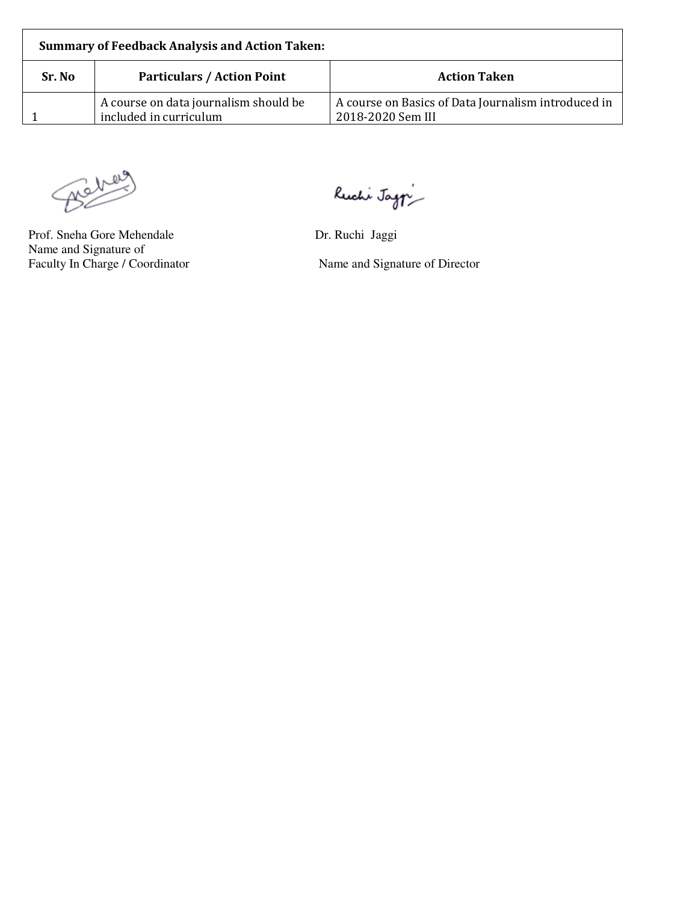| Summary of Feedback Analysis and Action Taken: | | |
|---|---|---|
| **Sr. No** | **Particulars / Action Point** | **Action Taken** |
| 1 | A course on data journalism should be included in curriculum | A course on Basics of Data Journalism introduced in 2018-2020 Sem III |

Prof. Sneha Gore Mehendale
Name and Signature of
Faculty In Charge / Coordinator

Dr. Ruchi Jaggi
Name and Signature of Director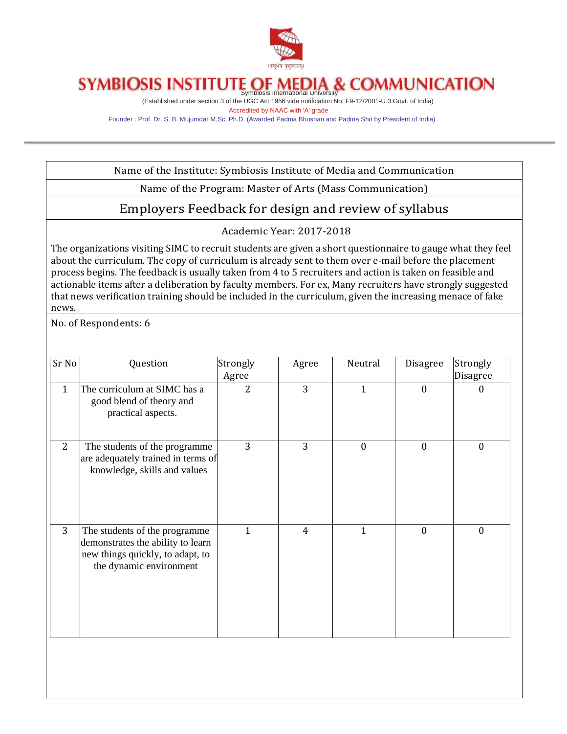# SYMBIOSIS INSTITUTE OF MEDIA & COMMUNICATION

Symbiosis International University

(Established under section 3 of the UGC Act 1956 vide notification No. F9-12/2001-U.3 Govt. of India)

Accredited by NAAC with 'A' grade

Founder : Prof. Dr. S. B. Mujumdar M.Sc. Ph.D. (Awarded Padma Bhushan and Padma Shri by President of India)

---

Name of the Institute: Symbiosis Institute of Media and Communication

Name of the Program: Master of Arts (Mass Communication)

## Employers Feedback for design and review of syllabus

Academic Year: 2017-2018

The organizations visiting SIMC to recruit students are given a short questionnaire to gauge what they feel about the curriculum. The copy of curriculum is already sent to them over e-mail before the placement process begins. The feedback is usually taken from 4 to 5 recruiters and action is taken on feasible and actionable items after a deliberation by faculty members. For ex, Many recruiters have strongly suggested that news verification training should be included in the curriculum, given the increasing menace of fake news.

No. of Respondents: 6

| Sr No | Question | Strongly Agree | Agree | Neutral | Disagree | Strongly Disagree |
|---|---|---|---|---|---|---|
| 1 | The curriculum at SIMC has a good blend of theory and practical aspects. | 2 | 3 | 1 | 0 | 0 |
| 2 | The students of the programme are adequately trained in terms of knowledge, skills and values | 3 | 3 | 0 | 0 | 0 |
| 3 | The students of the programme demonstrates the ability to learn new things quickly, to adapt, to the dynamic environment | 1 | 4 | 1 | 0 | 0 |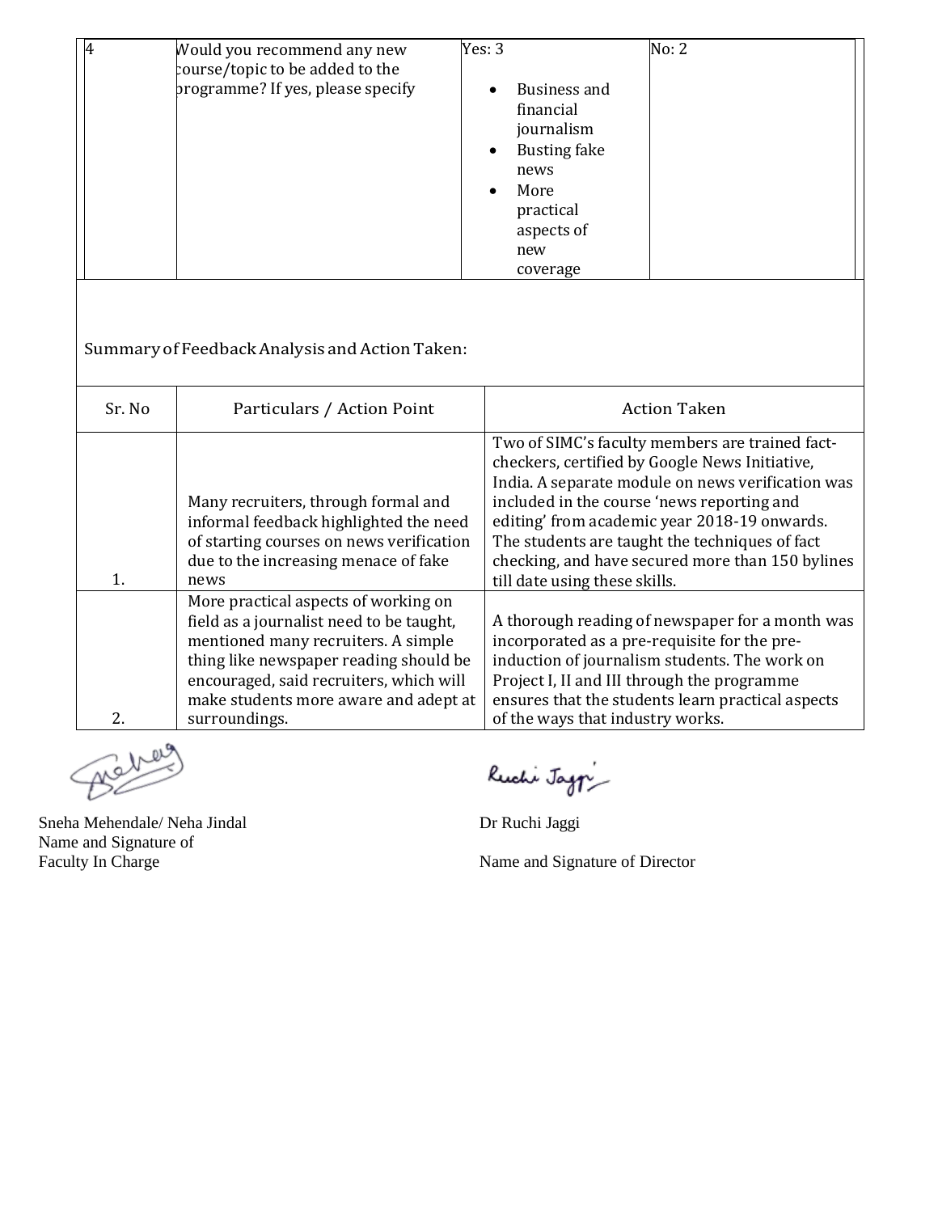| 4 | Would you recommend any new course/topic to be added to the programme? If yes, please specify | Yes: 3<br>• Business and financial journalism<br>• Busting fake news<br>• More practical aspects of new coverage | No: 2 |
|---|---|---|---|

Summary of Feedback Analysis and Action Taken:

| Sr. No | Particulars / Action Point | Action Taken |
|---|---|---|
| 1. | Many recruiters, through formal and informal feedback highlighted the need of starting courses on news verification due to the increasing menace of fake news | Two of SIMC's faculty members are trained fact-checkers, certified by Google News Initiative, India. A separate module on news verification was included in the course 'news reporting and editing' from academic year 2018-19 onwards. The students are taught the techniques of fact checking, and have secured more than 150 bylines till date using these skills. |
| 2. | More practical aspects of working on field as a journalist need to be taught, mentioned many recruiters. A simple thing like newspaper reading should be encouraged, said recruiters, which will make students more aware and adept at surroundings. | A thorough reading of newspaper for a month was incorporated as a pre-requisite for the pre-induction of journalism students. The work on Project I, II and III through the programme ensures that the students learn practical aspects of the ways that industry works. |

Sneha Mehendale/ Neha Jindal
Name and Signature of
Faculty In Charge

Dr Ruchi Jaggi

Name and Signature of Director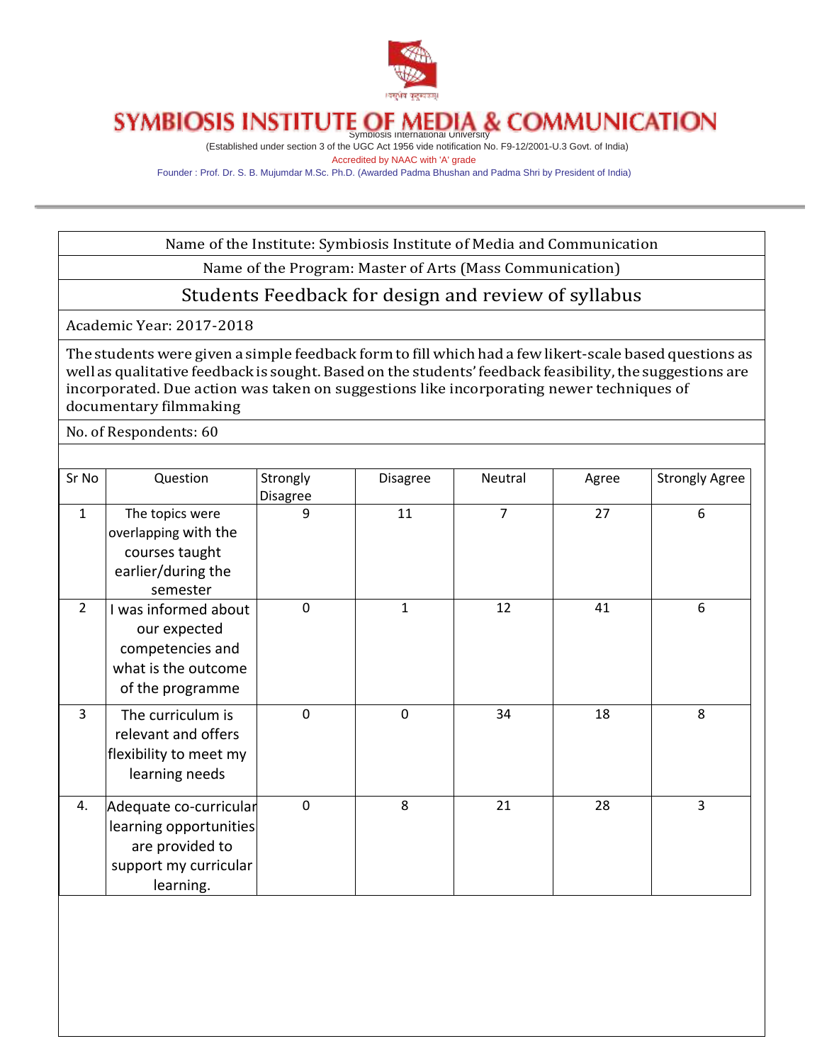# SYMBIOSIS INSTITUTE OF MEDIA & COMMUNICATION

Symbiosis International University

(Established under section 3 of the UGC Act 1956 vide notification No. F9-12/2001-U.3 Govt. of India)

Accredited by NAAC with 'A' grade

Founder : Prof. Dr. S. B. Mujumdar M.Sc. Ph.D. (Awarded Padma Bhushan and Padma Shri by President of India)

---

Name of the Institute: Symbiosis Institute of Media and Communication

Name of the Program: Master of Arts (Mass Communication)

## Students Feedback for design and review of syllabus

Academic Year: 2017-2018

The students were given a simple feedback form to fill which had a few likert-scale based questions as well as qualitative feedback is sought. Based on the students' feedback feasibility, the suggestions are incorporated. Due action was taken on suggestions like incorporating newer techniques of documentary filmmaking

No. of Respondents: 60

| Sr No | Question | Strongly Disagree | Disagree | Neutral | Agree | Strongly Agree |
|---|---|---|---|---|---|---|
| 1 | The topics were overlapping with the courses taught earlier/during the semester | 9 | 11 | 7 | 27 | 6 |
| 2 | I was informed about our expected competencies and what is the outcome of the programme | 0 | 1 | 12 | 41 | 6 |
| 3 | The curriculum is relevant and offers flexibility to meet my learning needs | 0 | 0 | 34 | 18 | 8 |
| 4. | Adequate co-curricular learning opportunities are provided to support my curricular learning. | 0 | 8 | 21 | 28 | 3 |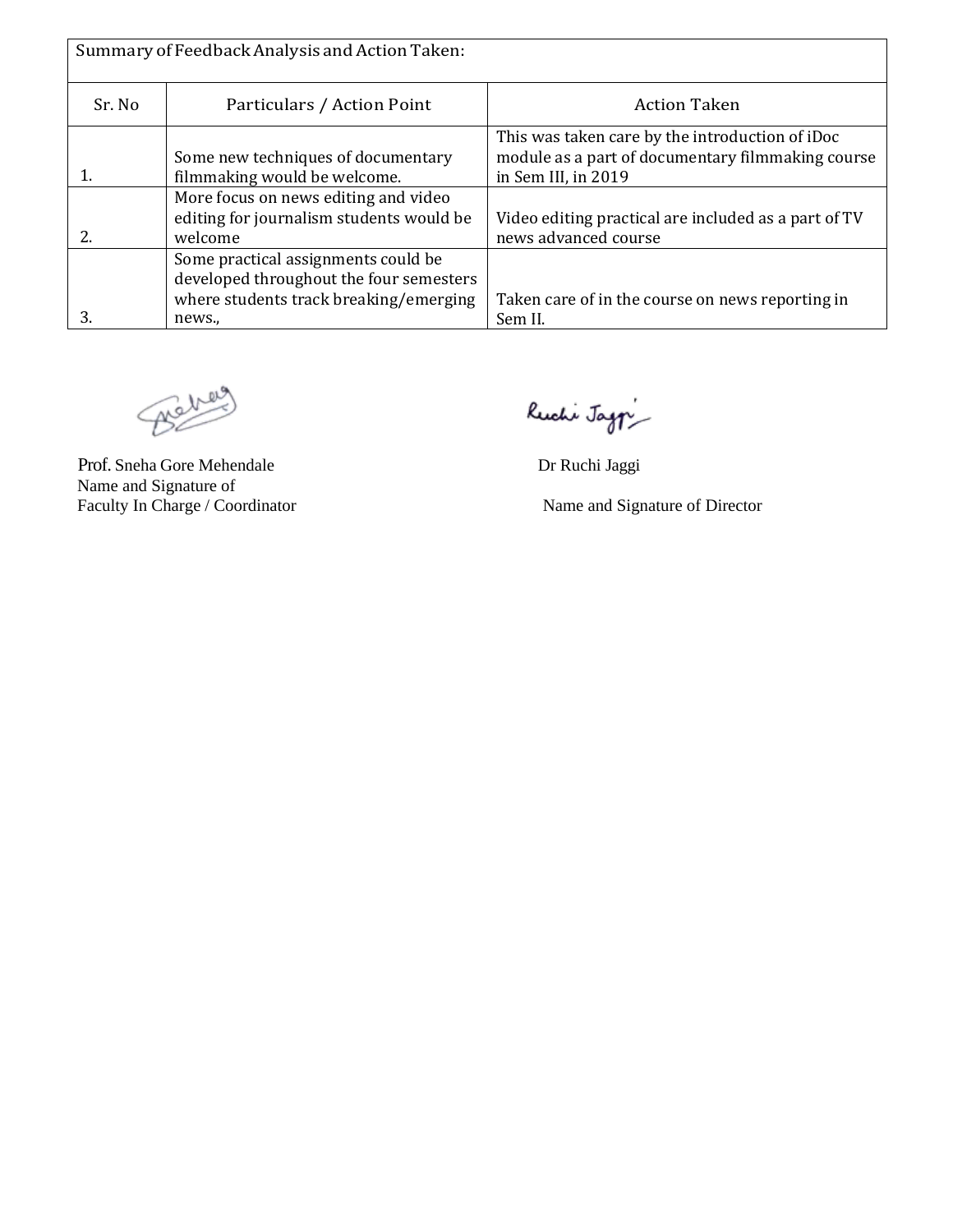| Summary of Feedback Analysis and Action Taken: | | |
|---|---|---|
| Sr. No | Particulars / Action Point | Action Taken |
| 1. | Some new techniques of documentary filmmaking would be welcome. | This was taken care by the introduction of iDoc module as a part of documentary filmmaking course in Sem III, in 2019 |
| 2. | More focus on news editing and video editing for journalism students would be welcome | Video editing practical are included as a part of TV news advanced course |
| 3. | Some practical assignments could be developed throughout the four semesters where students track breaking/emerging news., | Taken care of in the course on news reporting in Sem II. |

Prof. Sneha Gore Mehendale
Name and Signature of
Faculty In Charge / Coordinator

Dr Ruchi Jaggi
Name and Signature of Director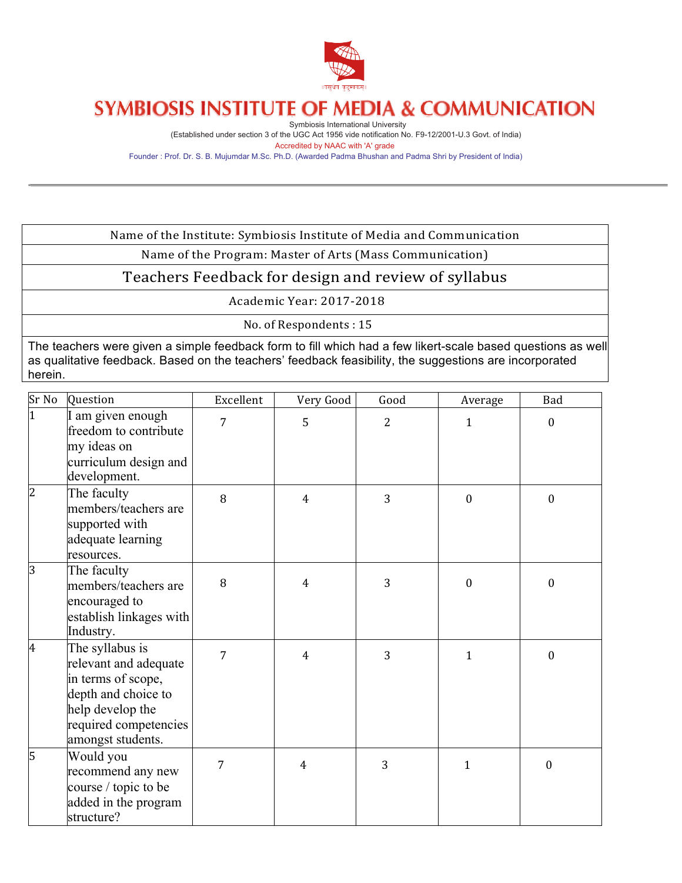# SYMBIOSIS INSTITUTE OF MEDIA & COMMUNICATION

Symbiosis International University

(Established under section 3 of the UGC Act 1956 vide notification No. F9-12/2001-U.3 Govt. of India)

Accredited by NAAC with 'A' grade

Founder : Prof. Dr. S. B. Mujumdar M.Sc. Ph.D. (Awarded Padma Bhushan and Padma Shri by President of India)

---

| Name of the Institute: Symbiosis Institute of Media and Communication |
|---|
| Name of the Program: Master of Arts (Mass Communication) |
| Teachers Feedback for design and review of syllabus |
| Academic Year: 2017-2018 |
| No. of Respondents : 15 |
| The teachers were given a simple feedback form to fill which had a few likert-scale based questions as well as qualitative feedback. Based on the teachers' feedback feasibility, the suggestions are incorporated herein. |

| Sr No | Question | Excellent | Very Good | Good | Average | Bad |
|---|---|---|---|---|---|---|
| 1 | I am given enough freedom to contribute my ideas on curriculum design and development. | 7 | 5 | 2 | 1 | 0 |
| 2 | The faculty members/teachers are supported with adequate learning resources. | 8 | 4 | 3 | 0 | 0 |
| 3 | The faculty members/teachers are encouraged to establish linkages with Industry. | 8 | 4 | 3 | 0 | 0 |
| 4 | The syllabus is relevant and adequate in terms of scope, depth and choice to help develop the required competencies amongst students. | 7 | 4 | 3 | 1 | 0 |
| 5 | Would you recommend any new course / topic to be added in the program structure? | 7 | 4 | 3 | 1 | 0 |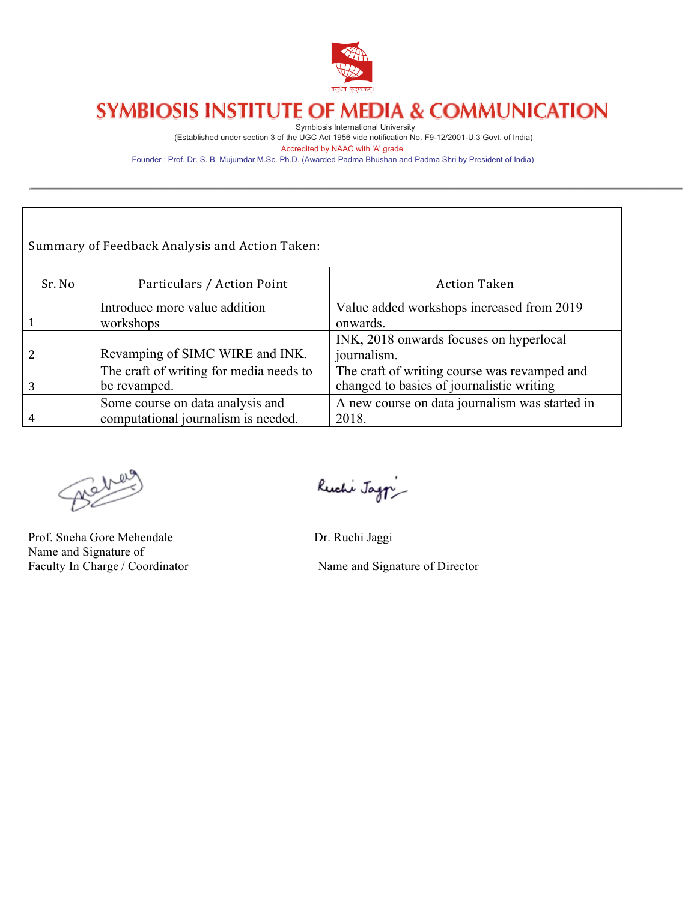# SYMBIOSIS INSTITUTE OF MEDIA & COMMUNICATION

Symbiosis International University
(Established under section 3 of the UGC Act 1956 vide notification No. F9-12/2001-U.3 Govt. of India)
Accredited by NAAC with 'A' grade
Founder : Prof. Dr. S. B. Mujumdar M.Sc. Ph.D. (Awarded Padma Bhushan and Padma Shri by President of India)

---

Summary of Feedback Analysis and Action Taken:

| Sr. No | Particulars / Action Point | Action Taken |
|---|---|---|
| 1 | Introduce more value addition workshops | Value added workshops increased from 2019 onwards. |
| 2 | Revamping of SIMC WIRE and INK. | INK, 2018 onwards focuses on hyperlocal journalism. |
| 3 | The craft of writing for media needs to be revamped. | The craft of writing course was revamped and changed to basics of journalistic writing |
| 4 | Some course on data analysis and computational journalism is needed. | A new course on data journalism was started in 2018. |

Prof. Sneha Gore Mehendale
Name and Signature of
Faculty In Charge / Coordinator

Dr. Ruchi Jaggi
Name and Signature of Director